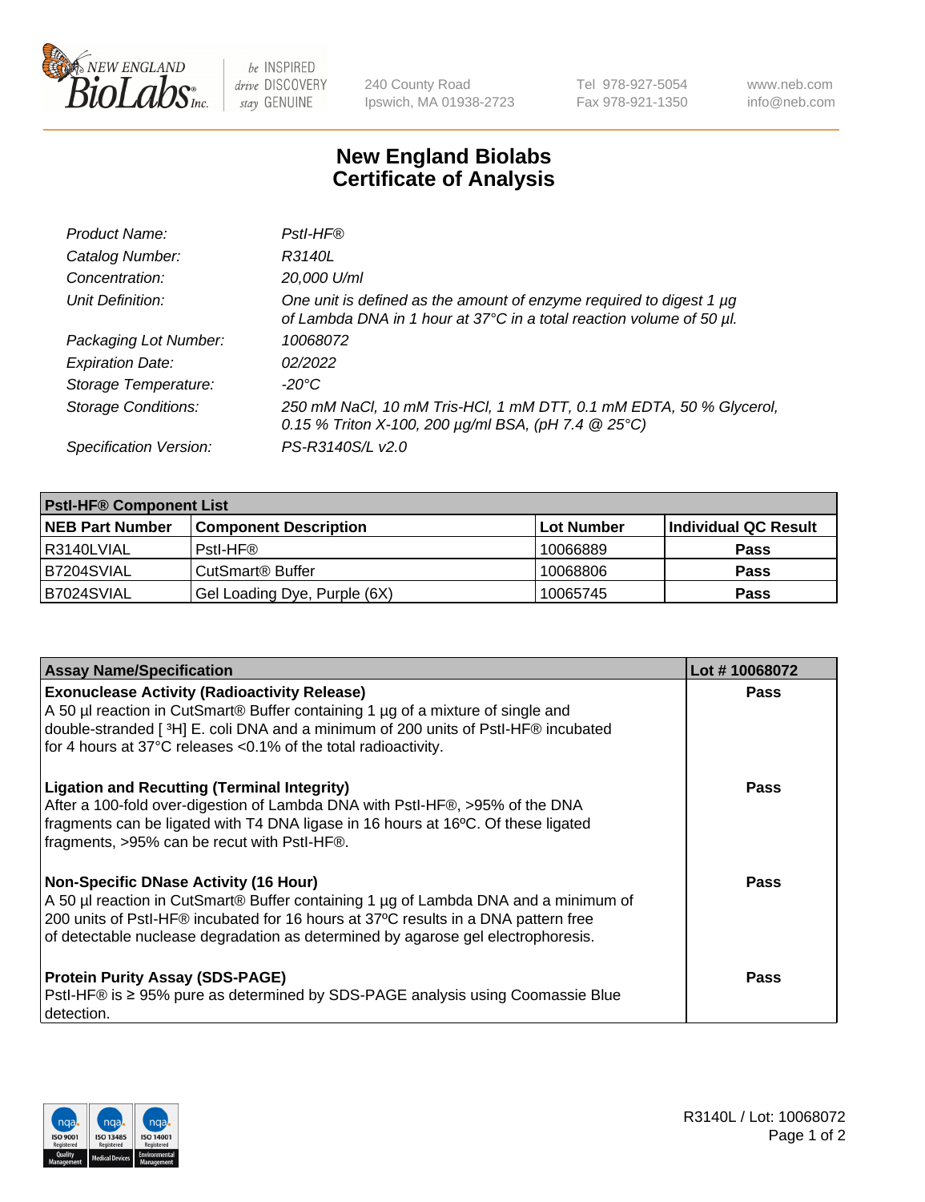New England BioLabs Inc. — be INSPIRED drive DISCOVERY stay GENUINE

240 County Road
Ipswich, MA 01938-2723

Tel 978-927-5054
Fax 978-921-1350

www.neb.com
info@neb.com

# New England Biolabs
# Certificate of Analysis

| | |
|---|---|
| *Product Name:* | *PstI-HF®* |
| *Catalog Number:* | *R3140L* |
| *Concentration:* | *20,000 U/ml* |
| *Unit Definition:* | *One unit is defined as the amount of enzyme required to digest 1 µg of Lambda DNA in 1 hour at 37°C in a total reaction volume of 50 µl.* |
| *Packaging Lot Number:* | *10068072* |
| *Expiration Date:* | *02/2022* |
| *Storage Temperature:* | *-20°C* |
| *Storage Conditions:* | *250 mM NaCl, 10 mM Tris-HCl, 1 mM DTT, 0.1 mM EDTA, 50 % Glycerol, 0.15 % Triton X-100, 200 µg/ml BSA, (pH 7.4 @ 25°C)* |
| *Specification Version:* | *PS-R3140S/L v2.0* |

| **PstI-HF® Component List** | | | |
|---|---|---|---|
| **NEB Part Number** | **Component Description** | **Lot Number** | **Individual QC Result** |
| R3140LVIAL | PstI-HF® | 10066889 | **Pass** |
| B7204SVIAL | CutSmart® Buffer | 10068806 | **Pass** |
| B7024SVIAL | Gel Loading Dye, Purple (6X) | 10065745 | **Pass** |

| **Assay Name/Specification** | **Lot # 10068072** |
|---|---|
| **Exonuclease Activity (Radioactivity Release)**<br>A 50 µl reaction in CutSmart® Buffer containing 1 µg of a mixture of single and double-stranded [ $^3$H] E. coli DNA and a minimum of 200 units of PstI-HF® incubated for 4 hours at 37°C releases <0.1% of the total radioactivity. | **Pass** |
| **Ligation and Recutting (Terminal Integrity)**<br>After a 100-fold over-digestion of Lambda DNA with PstI-HF®, >95% of the DNA fragments can be ligated with T4 DNA ligase in 16 hours at 16ºC. Of these ligated fragments, >95% can be recut with PstI-HF®. | **Pass** |
| **Non-Specific DNase Activity (16 Hour)**<br>A 50 µl reaction in CutSmart® Buffer containing 1 µg of Lambda DNA and a minimum of 200 units of PstI-HF® incubated for 16 hours at 37ºC results in a DNA pattern free of detectable nuclease degradation as determined by agarose gel electrophoresis. | **Pass** |
| **Protein Purity Assay (SDS-PAGE)**<br>PstI-HF® is ≥ 95% pure as determined by SDS-PAGE analysis using Coomassie Blue detection. | **Pass** |

R3140L / Lot: 10068072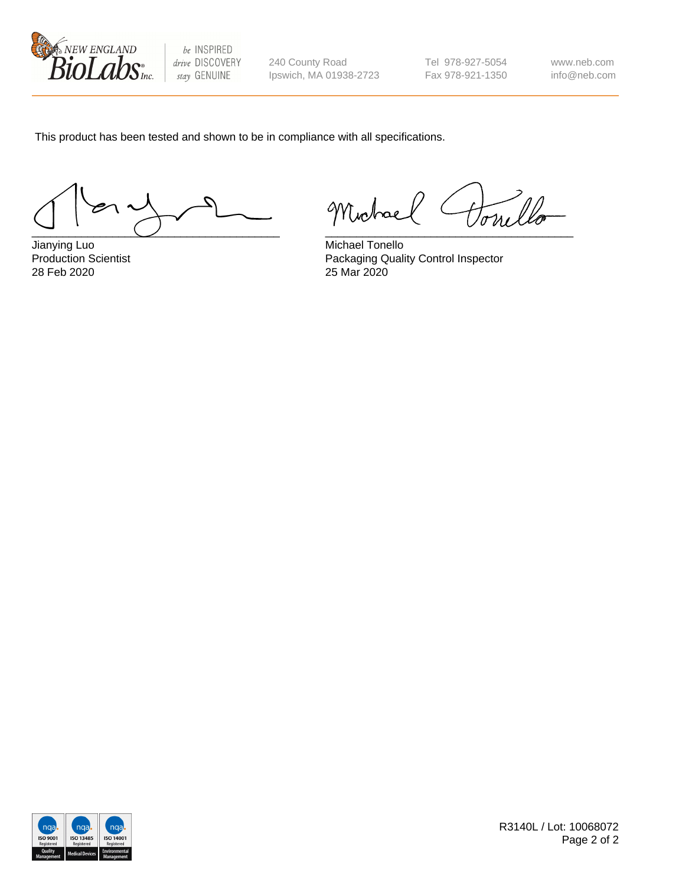This product has been tested and shown to be in compliance with all specifications.

Jianying Luo
Production Scientist
28 Feb 2020

Michael Tonello
Packaging Quality Control Inspector
25 Mar 2020

R3140L / Lot: 10068072